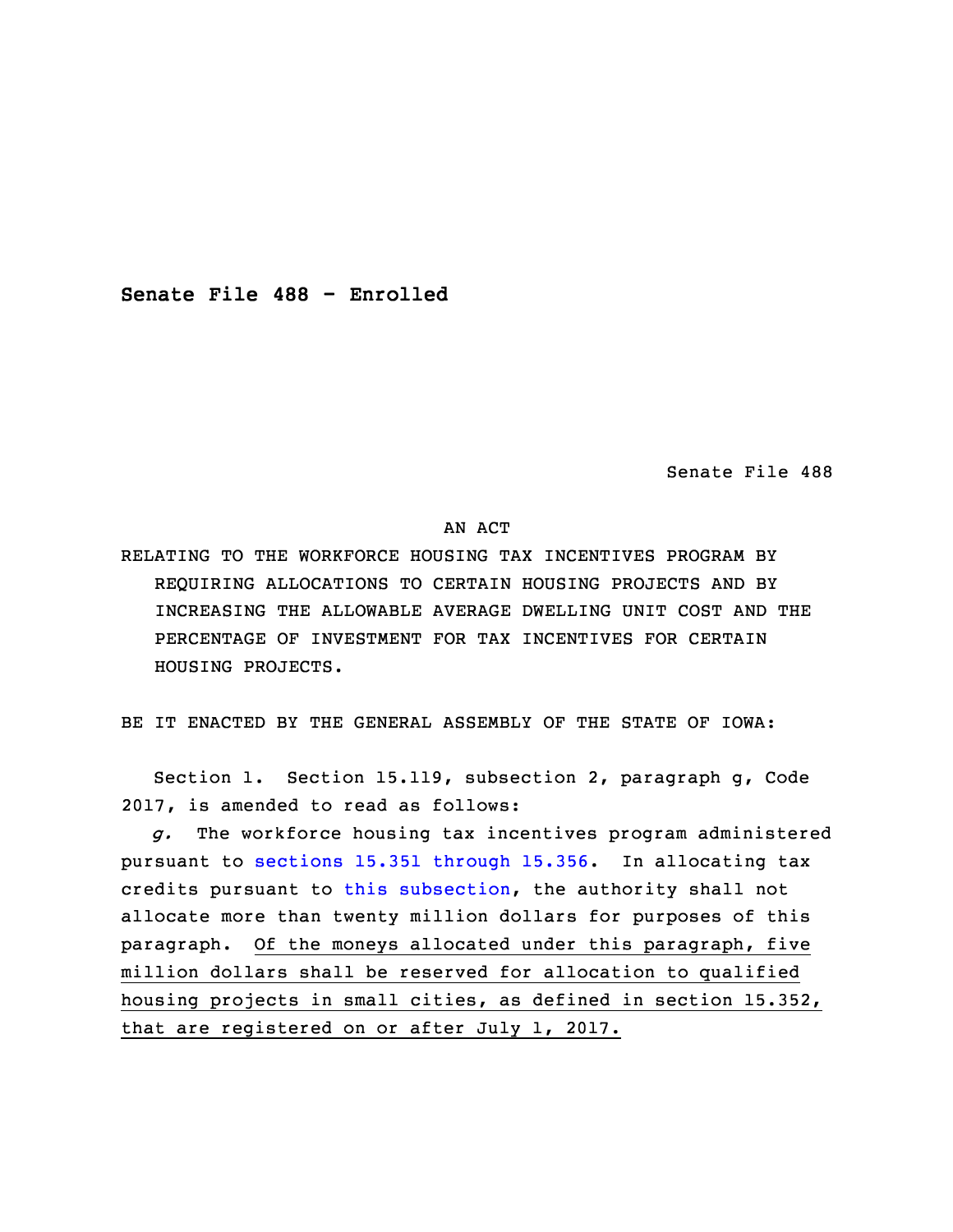**Senate File 488 - Enrolled**

Senate File 488

AN ACT

RELATING TO THE WORKFORCE HOUSING TAX INCENTIVES PROGRAM BY REQUIRING ALLOCATIONS TO CERTAIN HOUSING PROJECTS AND BY INCREASING THE ALLOWABLE AVERAGE DWELLING UNIT COST AND THE PERCENTAGE OF INVESTMENT FOR TAX INCENTIVES FOR CERTAIN HOUSING PROJECTS.

BE IT ENACTED BY THE GENERAL ASSEMBLY OF THE STATE OF IOWA:

Section 1. Section 15.119, subsection 2, paragraph g, Code 2017, is amended to read as follows:

*g.* The workforce housing tax incentives program administered pursuant to sections 15.351 through 15.356. In allocating tax credits pursuant to this subsection, the authority shall not allocate more than twenty million dollars for purposes of this paragraph. <u>Of the moneys allocated under this paragraph, five million dollars shall be reserved for allocation to qualified housing projects in small cities, as defined in section 15.352, that are registered on or after July 1, 2017.</u>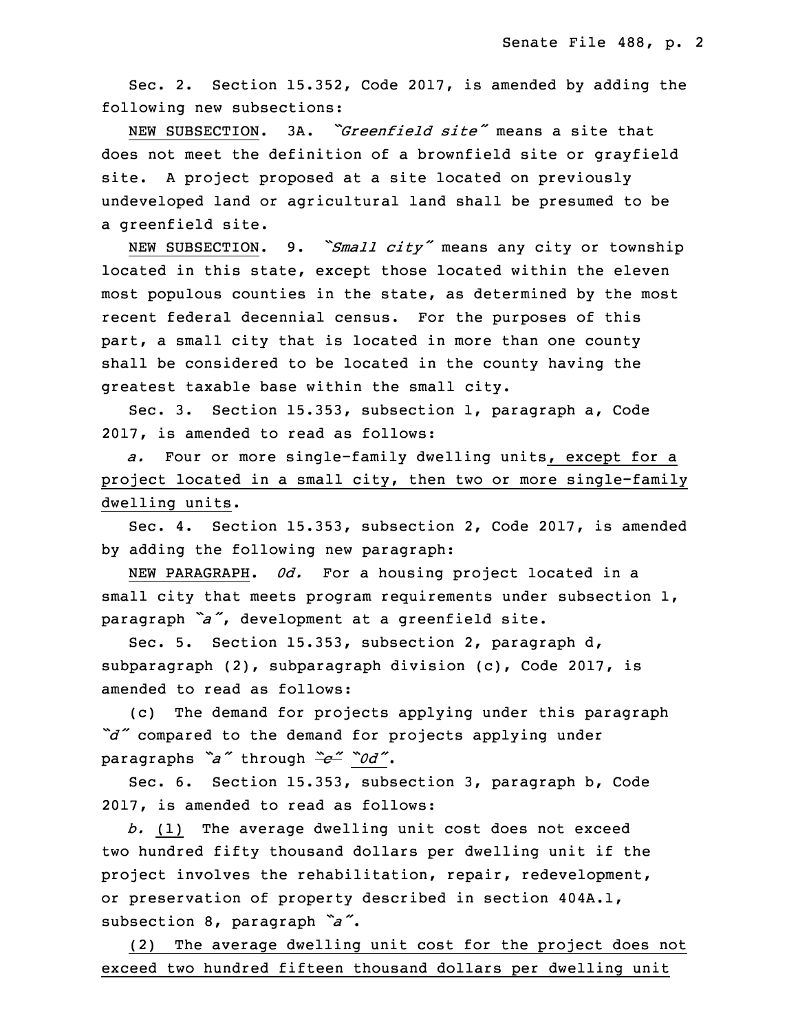Sec. 2. Section 15.352, Code 2017, is amended by adding the following new subsections:

NEW SUBSECTION. 3A. *"Greenfield site"* means a site that does not meet the definition of a brownfield site or grayfield site. A project proposed at a site located on previously undeveloped land or agricultural land shall be presumed to be a greenfield site.

NEW SUBSECTION. 9. *"Small city"* means any city or township located in this state, except those located within the eleven most populous counties in the state, as determined by the most recent federal decennial census. For the purposes of this part, a small city that is located in more than one county shall be considered to be located in the county having the greatest taxable base within the small city.

Sec. 3. Section 15.353, subsection 1, paragraph a, Code 2017, is amended to read as follows:

*a.* Four or more single-family dwelling units, except for a project located in a small city, then two or more single-family dwelling units.

Sec. 4. Section 15.353, subsection 2, Code 2017, is amended by adding the following new paragraph:

NEW PARAGRAPH. *0d.* For a housing project located in a small city that meets program requirements under subsection 1, paragraph *"a"*, development at a greenfield site.

Sec. 5. Section 15.353, subsection 2, paragraph d, subparagraph (2), subparagraph division (c), Code 2017, is amended to read as follows:

(c) The demand for projects applying under this paragraph *"d"* compared to the demand for projects applying under paragraphs *"a"* through ~~*"c"*~~ *"0d"*.

Sec. 6. Section 15.353, subsection 3, paragraph b, Code 2017, is amended to read as follows:

*b.* (1) The average dwelling unit cost does not exceed two hundred fifty thousand dollars per dwelling unit if the project involves the rehabilitation, repair, redevelopment, or preservation of property described in section 404A.1, subsection 8, paragraph *"a"*.

(2) The average dwelling unit cost for the project does not exceed two hundred fifteen thousand dollars per dwelling unit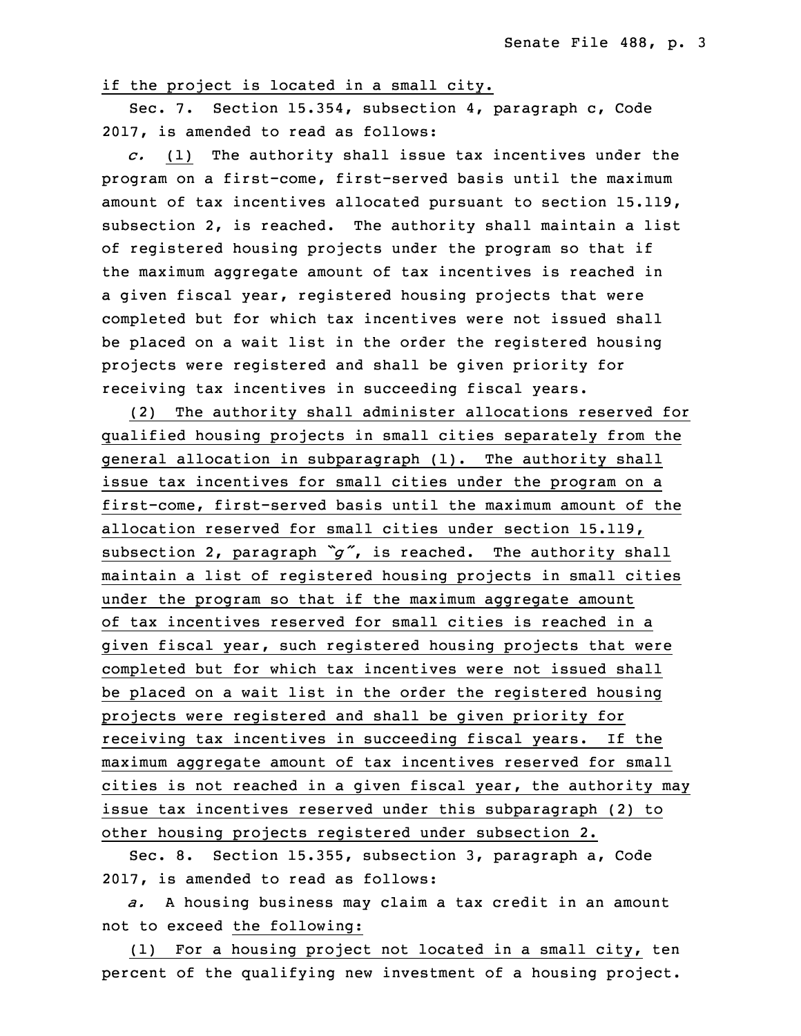if the project is located in a small city.

Sec. 7. Section 15.354, subsection 4, paragraph c, Code 2017, is amended to read as follows:

*c.* (1) The authority shall issue tax incentives under the program on a first-come, first-served basis until the maximum amount of tax incentives allocated pursuant to section 15.119, subsection 2, is reached. The authority shall maintain a list of registered housing projects under the program so that if the maximum aggregate amount of tax incentives is reached in a given fiscal year, registered housing projects that were completed but for which tax incentives were not issued shall be placed on a wait list in the order the registered housing projects were registered and shall be given priority for receiving tax incentives in succeeding fiscal years.

(2) The authority shall administer allocations reserved for qualified housing projects in small cities separately from the general allocation in subparagraph (1). The authority shall issue tax incentives for small cities under the program on a first-come, first-served basis until the maximum amount of the allocation reserved for small cities under section 15.119, subsection 2, paragraph *"g"*, is reached. The authority shall maintain a list of registered housing projects in small cities under the program so that if the maximum aggregate amount of tax incentives reserved for small cities is reached in a given fiscal year, such registered housing projects that were completed but for which tax incentives were not issued shall be placed on a wait list in the order the registered housing projects were registered and shall be given priority for receiving tax incentives in succeeding fiscal years. If the maximum aggregate amount of tax incentives reserved for small cities is not reached in a given fiscal year, the authority may issue tax incentives reserved under this subparagraph (2) to other housing projects registered under subsection 2.

Sec. 8. Section 15.355, subsection 3, paragraph a, Code 2017, is amended to read as follows:

*a.* A housing business may claim a tax credit in an amount not to exceed the following:

(1) For a housing project not located in a small city, ten percent of the qualifying new investment of a housing project.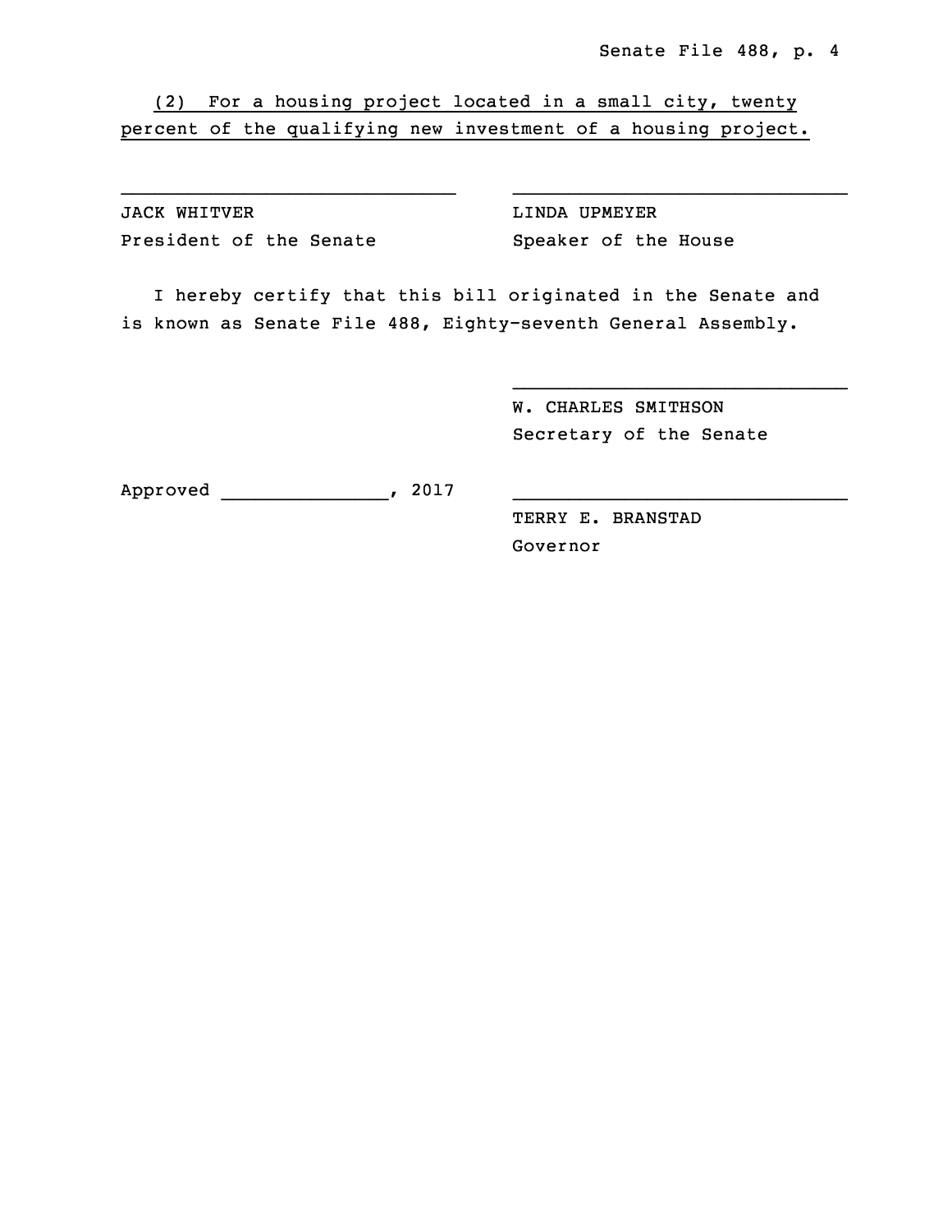(2) For a housing project located in a small city, twenty percent of the qualifying new investment of a housing project.

______________________________
JACK WHITVER
President of the Senate

______________________________
LINDA UPMEYER
Speaker of the House

I hereby certify that this bill originated in the Senate and is known as Senate File 488, Eighty-seventh General Assembly.

______________________________
W. CHARLES SMITHSON
Secretary of the Senate

Approved _______________, 2017

______________________________
TERRY E. BRANSTAD
Governor